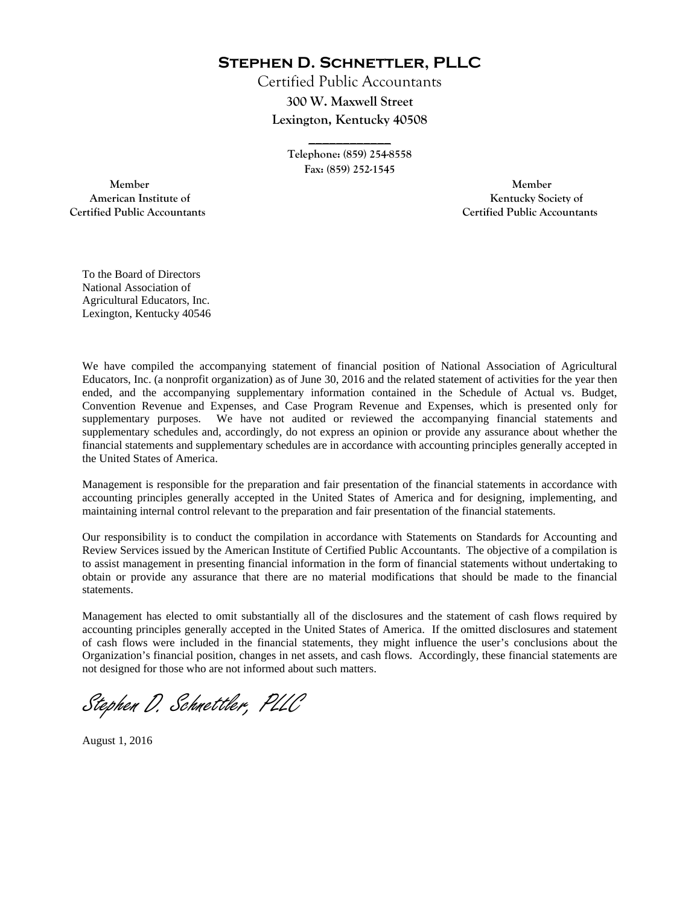# STEPHEN D. SCHNETTLER, PLLC

Certified Public Accountants

300 W. Maxwell Street

Lexington, Kentucky 40508

Telephone: (859) 254-8558

Fax: (859) 252-1545

Member
American Institute of
Certified Public Accountants

Member
Kentucky Society of
Certified Public Accountants

To the Board of Directors
National Association of
Agricultural Educators, Inc.
Lexington, Kentucky 40546

We have compiled the accompanying statement of financial position of National Association of Agricultural Educators, Inc. (a nonprofit organization) as of June 30, 2016 and the related statement of activities for the year then ended, and the accompanying supplementary information contained in the Schedule of Actual vs. Budget, Convention Revenue and Expenses, and Case Program Revenue and Expenses, which is presented only for supplementary purposes. We have not audited or reviewed the accompanying financial statements and supplementary schedules and, accordingly, do not express an opinion or provide any assurance about whether the financial statements and supplementary schedules are in accordance with accounting principles generally accepted in the United States of America.

Management is responsible for the preparation and fair presentation of the financial statements in accordance with accounting principles generally accepted in the United States of America and for designing, implementing, and maintaining internal control relevant to the preparation and fair presentation of the financial statements.

Our responsibility is to conduct the compilation in accordance with Statements on Standards for Accounting and Review Services issued by the American Institute of Certified Public Accountants. The objective of a compilation is to assist management in presenting financial information in the form of financial statements without undertaking to obtain or provide any assurance that there are no material modifications that should be made to the financial statements.

Management has elected to omit substantially all of the disclosures and the statement of cash flows required by accounting principles generally accepted in the United States of America. If the omitted disclosures and statement of cash flows were included in the financial statements, they might influence the user's conclusions about the Organization's financial position, changes in net assets, and cash flows. Accordingly, these financial statements are not designed for those who are not informed about such matters.

*Stephen D. Schnettler, PLLC*

August 1, 2016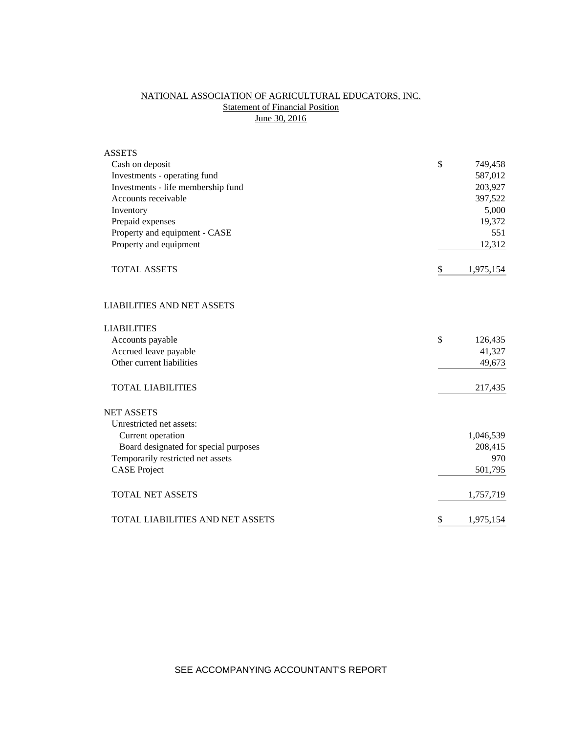# NATIONAL ASSOCIATION OF AGRICULTURAL EDUCATORS, INC.

## Statement of Financial Position

### June 30, 2016

| | | |
|---|---|---|
| **ASSETS** | | |
| Cash on deposit | $ | 749,458 |
| Investments - operating fund | | 587,012 |
| Investments - life membership fund | | 203,927 |
| Accounts receivable | | 397,522 |
| Inventory | | 5,000 |
| Prepaid expenses | | 19,372 |
| Property and equipment - CASE | | 551 |
| Property and equipment | | 12,312 |
| TOTAL ASSETS | $ | 1,975,154 |
| | | |
| **LIABILITIES AND NET ASSETS** | | |
| | | |
| **LIABILITIES** | | |
| Accounts payable | $ | 126,435 |
| Accrued leave payable | | 41,327 |
| Other current liabilities | | 49,673 |
| TOTAL LIABILITIES | | 217,435 |
| | | |
| **NET ASSETS** | | |
| Unrestricted net assets: | | |
| Current operation | | 1,046,539 |
| Board designated for special purposes | | 208,415 |
| Temporarily restricted net assets | | 970 |
| CASE Project | | 501,795 |
| TOTAL NET ASSETS | | 1,757,719 |
| | | |
| TOTAL LIABILITIES AND NET ASSETS | $ | 1,975,154 |

SEE ACCOMPANYING ACCOUNTANT'S REPORT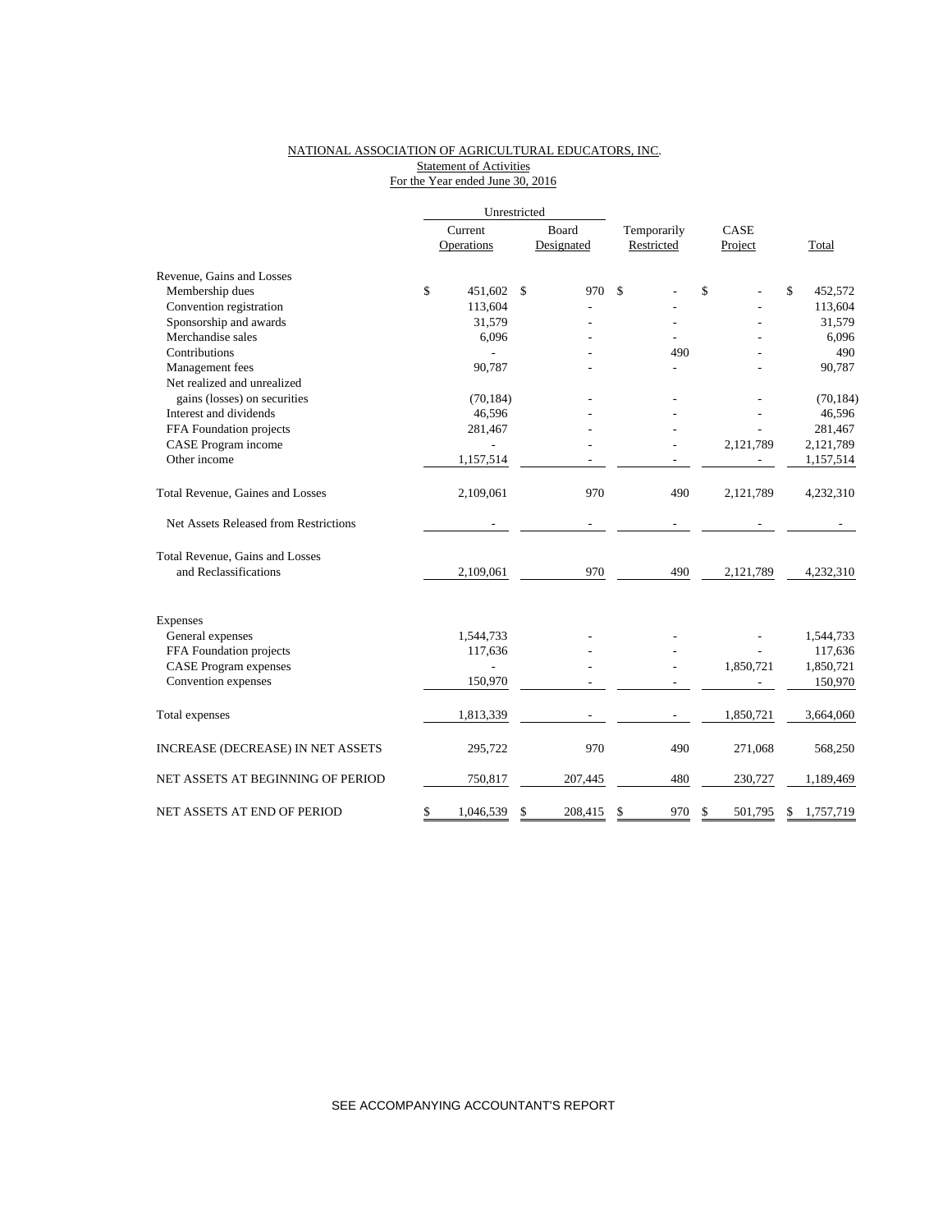NATIONAL ASSOCIATION OF AGRICULTURAL EDUCATORS, INC.
Statement of Activities
For the Year ended June 30, 2016

| | Unrestricted | | | | |
|---|---|---|---|---|---|
| | Current Operations | Board Designated | Temporarily Restricted | CASE Project | Total |
| **Revenue, Gains and Losses** | | | | | |
| Membership dues | $ 451,602 | $ 970 | $ - | $ - | $ 452,572 |
| Convention registration | 113,604 | - | - | - | 113,604 |
| Sponsorship and awards | 31,579 | - | - | - | 31,579 |
| Merchandise sales | 6,096 | - | - | - | 6,096 |
| Contributions | - | - | 490 | - | 490 |
| Management fees | 90,787 | - | - | - | 90,787 |
| Net realized and unrealized gains (losses) on securities | (70,184) | - | - | - | (70,184) |
| Interest and dividends | 46,596 | - | - | - | 46,596 |
| FFA Foundation projects | 281,467 | - | - | - | 281,467 |
| CASE Program income | - | - | - | 2,121,789 | 2,121,789 |
| Other income | 1,157,514 | - | - | - | 1,157,514 |
| Total Revenue, Gaines and Losses | 2,109,061 | 970 | 490 | 2,121,789 | 4,232,310 |
| Net Assets Released from Restrictions | - | - | - | - | - |
| Total Revenue, Gains and Losses and Reclassifications | 2,109,061 | 970 | 490 | 2,121,789 | 4,232,310 |
| **Expenses** | | | | | |
| General expenses | 1,544,733 | - | - | - | 1,544,733 |
| FFA Foundation projects | 117,636 | - | - | - | 117,636 |
| CASE Program expenses | - | - | - | 1,850,721 | 1,850,721 |
| Convention expenses | 150,970 | - | - | - | 150,970 |
| Total expenses | 1,813,339 | - | - | 1,850,721 | 3,664,060 |
| INCREASE (DECREASE) IN NET ASSETS | 295,722 | 970 | 490 | 271,068 | 568,250 |
| NET ASSETS AT BEGINNING OF PERIOD | 750,817 | 207,445 | 480 | 230,727 | 1,189,469 |
| NET ASSETS AT END OF PERIOD | $ 1,046,539 | $ 208,415 | $ 970 | $ 501,795 | $ 1,757,719 |

SEE ACCOMPANYING ACCOUNTANT'S REPORT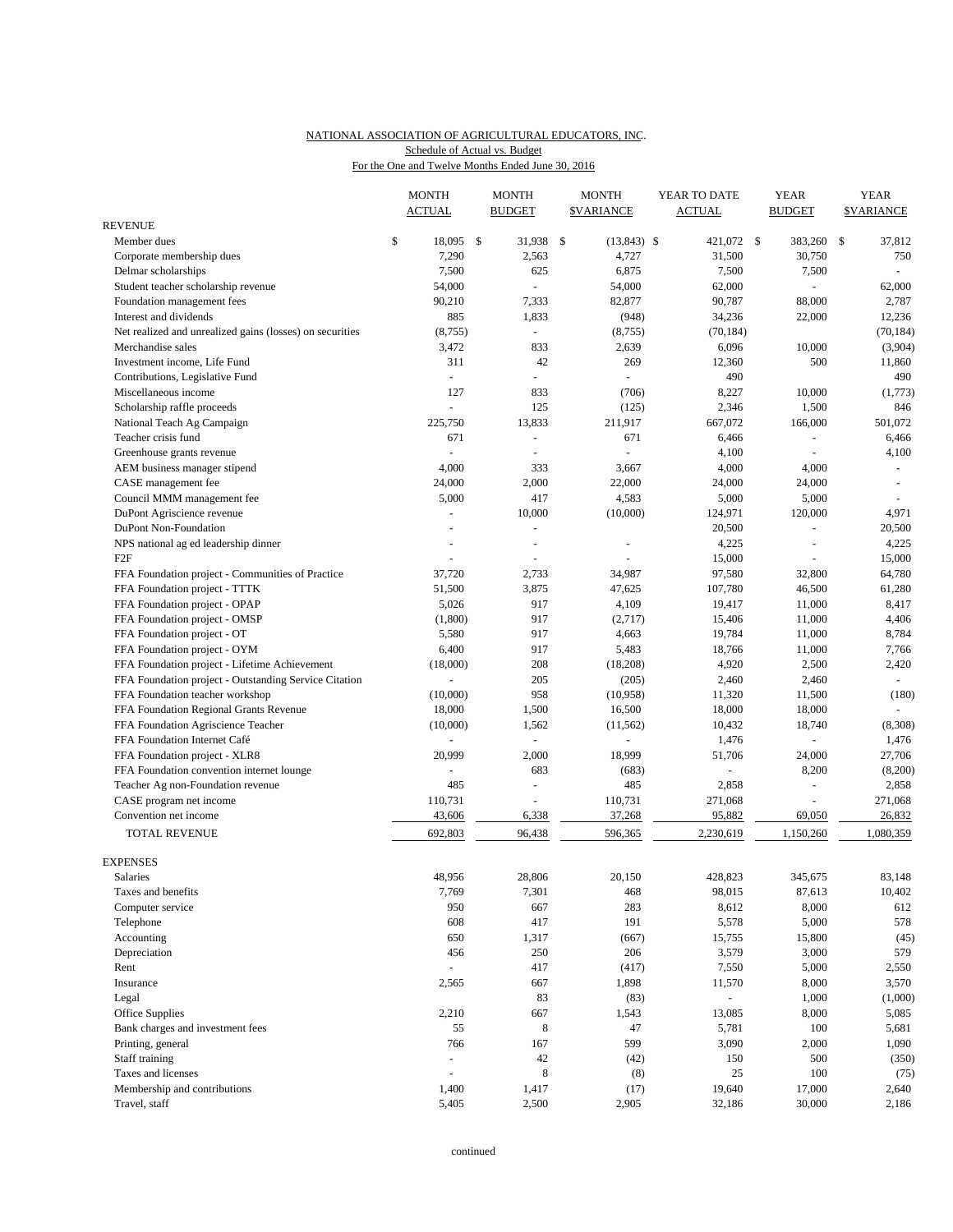NATIONAL ASSOCIATION OF AGRICULTURAL EDUCATORS, INC.

Schedule of Actual vs. Budget

For the One and Twelve Months Ended June 30, 2016

| | MONTH ACTUAL | MONTH BUDGET | MONTH $VARIANCE | YEAR TO DATE ACTUAL | YEAR BUDGET | YEAR $VARIANCE |
|---|---|---|---|---|---|---|
| REVENUE | | | | | | |
| Member dues | $ 18,095 | $ 31,938 | $ (13,843) | $ 421,072 | $ 383,260 | $ 37,812 |
| Corporate membership dues | 7,290 | 2,563 | 4,727 | 31,500 | 30,750 | 750 |
| Delmar scholarships | 7,500 | 625 | 6,875 | 7,500 | 7,500 | - |
| Student teacher scholarship revenue | 54,000 | - | 54,000 | 62,000 | - | 62,000 |
| Foundation management fees | 90,210 | 7,333 | 82,877 | 90,787 | 88,000 | 2,787 |
| Interest and dividends | 885 | 1,833 | (948) | 34,236 | 22,000 | 12,236 |
| Net realized and unrealized gains (losses) on securities | (8,755) | - | (8,755) | (70,184) | | (70,184) |
| Merchandise sales | 3,472 | 833 | 2,639 | 6,096 | 10,000 | (3,904) |
| Investment income, Life Fund | 311 | 42 | 269 | 12,360 | 500 | 11,860 |
| Contributions, Legislative Fund | - | - | - | 490 | | 490 |
| Miscellaneous income | 127 | 833 | (706) | 8,227 | 10,000 | (1,773) |
| Scholarship raffle proceeds | - | 125 | (125) | 2,346 | 1,500 | 846 |
| National Teach Ag Campaign | 225,750 | 13,833 | 211,917 | 667,072 | 166,000 | 501,072 |
| Teacher crisis fund | 671 | - | 671 | 6,466 | - | 6,466 |
| Greenhouse grants revenue | - | - | - | 4,100 | - | 4,100 |
| AEM business manager stipend | 4,000 | 333 | 3,667 | 4,000 | 4,000 | - |
| CASE management fee | 24,000 | 2,000 | 22,000 | 24,000 | 24,000 | - |
| Council MMM management fee | 5,000 | 417 | 4,583 | 5,000 | 5,000 | - |
| DuPont Agriscience revenue | - | 10,000 | (10,000) | 124,971 | 120,000 | 4,971 |
| DuPont Non-Foundation | - | - | | 20,500 | - | 20,500 |
| NPS national ag ed leadership dinner | - | - | - | 4,225 | - | 4,225 |
| F2F | - | - | - | 15,000 | - | 15,000 |
| FFA Foundation project - Communities of Practice | 37,720 | 2,733 | 34,987 | 97,580 | 32,800 | 64,780 |
| FFA Foundation project - TTTK | 51,500 | 3,875 | 47,625 | 107,780 | 46,500 | 61,280 |
| FFA Foundation project - OPAP | 5,026 | 917 | 4,109 | 19,417 | 11,000 | 8,417 |
| FFA Foundation project - OMSP | (1,800) | 917 | (2,717) | 15,406 | 11,000 | 4,406 |
| FFA Foundation project - OT | 5,580 | 917 | 4,663 | 19,784 | 11,000 | 8,784 |
| FFA Foundation project - OYM | 6,400 | 917 | 5,483 | 18,766 | 11,000 | 7,766 |
| FFA Foundation project - Lifetime Achievement | (18,000) | 208 | (18,208) | 4,920 | 2,500 | 2,420 |
| FFA Foundation project - Outstanding Service Citation | - | 205 | (205) | 2,460 | 2,460 | - |
| FFA Foundation teacher workshop | (10,000) | 958 | (10,958) | 11,320 | 11,500 | (180) |
| FFA Foundation Regional Grants Revenue | 18,000 | 1,500 | 16,500 | 18,000 | 18,000 | - |
| FFA Foundation Agriscience Teacher | (10,000) | 1,562 | (11,562) | 10,432 | 18,740 | (8,308) |
| FFA Foundation Internet Café | - | - | - | 1,476 | - | 1,476 |
| FFA Foundation project - XLR8 | 20,999 | 2,000 | 18,999 | 51,706 | 24,000 | 27,706 |
| FFA Foundation convention internet lounge | - | 683 | (683) | - | 8,200 | (8,200) |
| Teacher Ag non-Foundation revenue | 485 | - | 485 | 2,858 | - | 2,858 |
| CASE program net income | 110,731 | - | 110,731 | 271,068 | - | 271,068 |
| Convention net income | 43,606 | 6,338 | 37,268 | 95,882 | 69,050 | 26,832 |
| TOTAL REVENUE | 692,803 | 96,438 | 596,365 | 2,230,619 | 1,150,260 | 1,080,359 |
| EXPENSES | | | | | | |
| Salaries | 48,956 | 28,806 | 20,150 | 428,823 | 345,675 | 83,148 |
| Taxes and benefits | 7,769 | 7,301 | 468 | 98,015 | 87,613 | 10,402 |
| Computer service | 950 | 667 | 283 | 8,612 | 8,000 | 612 |
| Telephone | 608 | 417 | 191 | 5,578 | 5,000 | 578 |
| Accounting | 650 | 1,317 | (667) | 15,755 | 15,800 | (45) |
| Depreciation | 456 | 250 | 206 | 3,579 | 3,000 | 579 |
| Rent | - | 417 | (417) | 7,550 | 5,000 | 2,550 |
| Insurance | 2,565 | 667 | 1,898 | 11,570 | 8,000 | 3,570 |
| Legal | | 83 | (83) | - | 1,000 | (1,000) |
| Office Supplies | 2,210 | 667 | 1,543 | 13,085 | 8,000 | 5,085 |
| Bank charges and investment fees | 55 | 8 | 47 | 5,781 | 100 | 5,681 |
| Printing, general | 766 | 167 | 599 | 3,090 | 2,000 | 1,090 |
| Staff training | - | 42 | (42) | 150 | 500 | (350) |
| Taxes and licenses | - | 8 | (8) | 25 | 100 | (75) |
| Membership and contributions | 1,400 | 1,417 | (17) | 19,640 | 17,000 | 2,640 |
| Travel, staff | 5,405 | 2,500 | 2,905 | 32,186 | 30,000 | 2,186 |

continued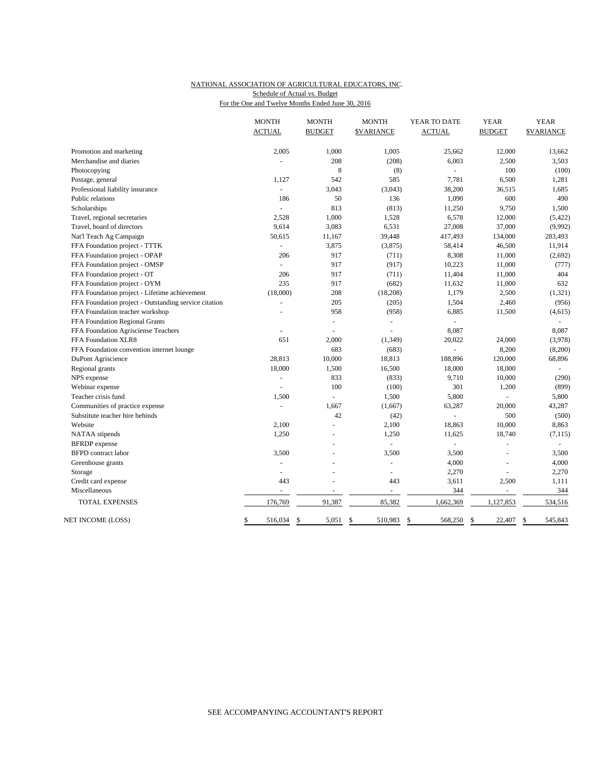NATIONAL ASSOCIATION OF AGRICULTURAL EDUCATORS, INC.
Schedule of Actual vs. Budget
For the One and Twelve Months Ended June 30, 2016

| | MONTH ACTUAL | MONTH BUDGET | MONTH $VARIANCE | YEAR TO DATE ACTUAL | YEAR BUDGET | YEAR $VARIANCE |
|---|---|---|---|---|---|---|
| Promotion and marketing | 2,005 | 1,000 | 1,005 | 25,662 | 12,000 | 13,662 |
| Merchandise and diaries | - | 208 | (208) | 6,003 | 2,500 | 3,503 |
| Photocopying | | 8 | (8) | - | 100 | (100) |
| Postage, general | 1,127 | 542 | 585 | 7,781 | 6,500 | 1,281 |
| Professional liability insurance | - | 3,043 | (3,043) | 38,200 | 36,515 | 1,685 |
| Public relations | 186 | 50 | 136 | 1,090 | 600 | 490 |
| Scholarships | - | 813 | (813) | 11,250 | 9,750 | 1,500 |
| Travel, regional secretaries | 2,528 | 1,000 | 1,528 | 6,578 | 12,000 | (5,422) |
| Travel, board of directors | 9,614 | 3,083 | 6,531 | 27,008 | 37,000 | (9,992) |
| Nat'l Teach Ag Campaign | 50,615 | 11,167 | 39,448 | 417,493 | 134,000 | 283,493 |
| FFA Foundation project - TTTK | - | 3,875 | (3,875) | 58,414 | 46,500 | 11,914 |
| FFA Foundation project - OPAP | 206 | 917 | (711) | 8,308 | 11,000 | (2,692) |
| FFA Foundation project - OMSP | - | 917 | (917) | 10,223 | 11,000 | (777) |
| FFA Foundation project - OT | 206 | 917 | (711) | 11,404 | 11,000 | 404 |
| FFA Foundation project - OYM | 235 | 917 | (682) | 11,632 | 11,000 | 632 |
| FFA Foundation project - Lifetime achievement | (18,000) | 208 | (18,208) | 1,179 | 2,500 | (1,321) |
| FFA Foundation project - Outstanding service citation | - | 205 | (205) | 1,504 | 2,460 | (956) |
| FFA Foundation teacher workshop | - | 958 | (958) | 6,885 | 11,500 | (4,615) |
| FFA Foundation Regional Grants | | - | - | - | | - |
| FFA Foundation Agrisciense Teachers | - | - | - | 8,087 | | 8,087 |
| FFA Foundation XLR8 | 651 | 2,000 | (1,349) | 20,022 | 24,000 | (3,978) |
| FFA Foundation convention internet lounge | | 683 | (683) | - | 8,200 | (8,200) |
| DuPont Agriscience | 28,813 | 10,000 | 18,813 | 188,896 | 120,000 | 68,896 |
| Regional grants | 18,000 | 1,500 | 16,500 | 18,000 | 18,000 | - |
| NPS expense | - | 833 | (833) | 9,710 | 10,000 | (290) |
| Webinar expense | - | 100 | (100) | 301 | 1,200 | (899) |
| Teacher crisis fund | 1,500 | - | 1,500 | 5,800 | - | 5,800 |
| Communities of practice expense | - | 1,667 | (1,667) | 63,287 | 20,000 | 43,287 |
| Substitute teacher hire behinds | | 42 | (42) | - | 500 | (500) |
| Website | 2,100 | - | 2,100 | 18,863 | 10,000 | 8,863 |
| NATAA stipends | 1,250 | - | 1,250 | 11,625 | 18,740 | (7,115) |
| BFRDP expense | | - | - | - | - | - |
| BFPD contract labor | 3,500 | - | 3,500 | 3,500 | - | 3,500 |
| Greenhouse grants | - | - | - | 4,000 | - | 4,000 |
| Storage | - | - | - | 2,270 | - | 2,270 |
| Credit card expense | 443 | - | 443 | 3,611 | 2,500 | 1,111 |
| Miscellaneous | - | - | - | 344 | - | 344 |
| TOTAL EXPENSES | 176,769 | 91,387 | 85,382 | 1,662,369 | 1,127,853 | 534,516 |
| NET INCOME (LOSS) | $ 516,034 | $ 5,051 | $ 510,983 | $ 568,250 | $ 22,407 | $ 545,843 |

SEE ACCOMPANYING ACCOUNTANT'S REPORT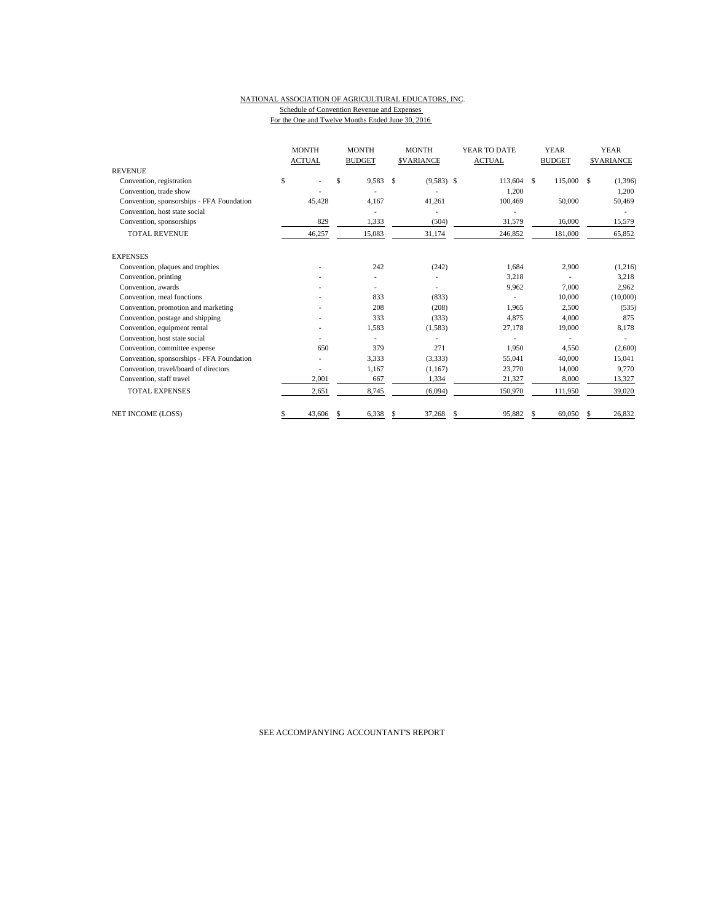NATIONAL ASSOCIATION OF AGRICULTURAL EDUCATORS, INC.

Schedule of Convention Revenue and Expenses

For the One and Twelve Months Ended June 30, 2016

| | MONTH ACTUAL | MONTH BUDGET | MONTH $VARIANCE | YEAR TO DATE ACTUAL | YEAR BUDGET | YEAR $VARIANCE |
|---|---|---|---|---|---|---|
| REVENUE | | | | | | |
| Convention, registration | $ - | $ 9,583 | $ (9,583) | $ 113,604 | $ 115,000 | $ (1,396) |
| Convention, trade show | - | - | - | 1,200 | | 1,200 |
| Convention, sponsorships - FFA Foundation | 45,428 | 4,167 | 41,261 | 100,469 | 50,000 | 50,469 |
| Convention, host state social | | - | - | - | | - |
| Convention, sponsorships | 829 | 1,333 | (504) | 31,579 | 16,000 | 15,579 |
| TOTAL REVENUE | 46,257 | 15,083 | 31,174 | 246,852 | 181,000 | 65,852 |
| EXPENSES | | | | | | |
| Convention, plaques and trophies | - | 242 | (242) | 1,684 | 2,900 | (1,216) |
| Convention, printing | - | - | - | 3,218 | - | 3,218 |
| Convention, awards | - | - | - | 9,962 | 7,000 | 2,962 |
| Convention, meal functions | - | 833 | (833) | - | 10,000 | (10,000) |
| Convention, promotion and marketing | - | 208 | (208) | 1,965 | 2,500 | (535) |
| Convention, postage and shipping | - | 333 | (333) | 4,875 | 4,000 | 875 |
| Convention, equipment rental | - | 1,583 | (1,583) | 27,178 | 19,000 | 8,178 |
| Convention, host state social | - | - | - | - | - | - |
| Convention, committee expense | 650 | 379 | 271 | 1,950 | 4,550 | (2,600) |
| Convention, sponsorships - FFA Foundation | - | 3,333 | (3,333) | 55,041 | 40,000 | 15,041 |
| Convention, travel/board of directors | - | 1,167 | (1,167) | 23,770 | 14,000 | 9,770 |
| Convention, staff travel | 2,001 | 667 | 1,334 | 21,327 | 8,000 | 13,327 |
| TOTAL EXPENSES | 2,651 | 8,745 | (6,094) | 150,970 | 111,950 | 39,020 |
| NET INCOME (LOSS) | $ 43,606 | $ 6,338 | $ 37,268 | $ 95,882 | $ 69,050 | $ 26,832 |

SEE ACCOMPANYING ACCOUNTANT'S REPORT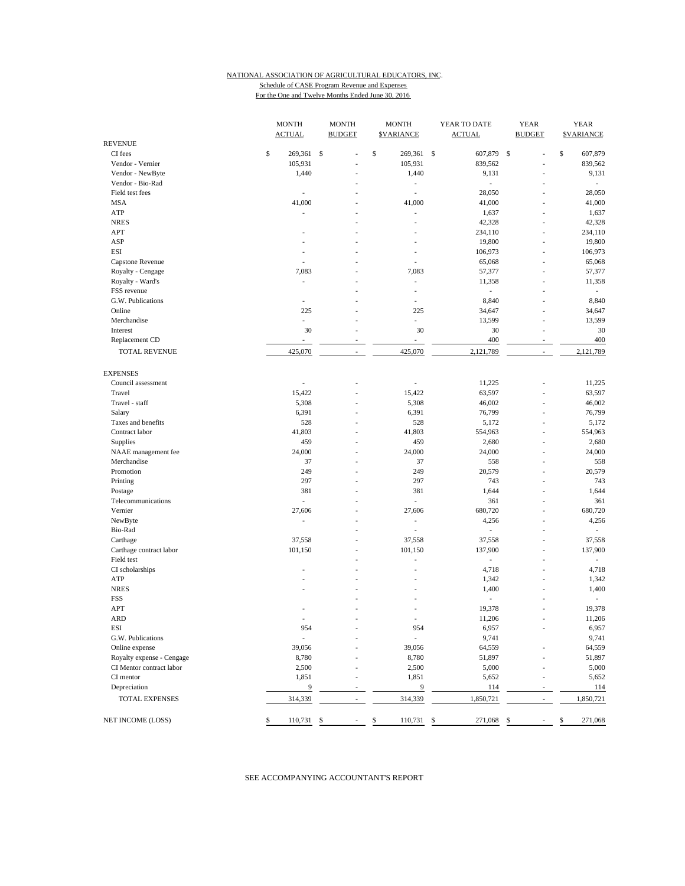NATIONAL ASSOCIATION OF AGRICULTURAL EDUCATORS, INC.

Schedule of CASE Program Revenue and Expenses

For the One and Twelve Months Ended June 30, 2016

| | MONTH ACTUAL | MONTH BUDGET | MONTH $VARIANCE | YEAR TO DATE ACTUAL | YEAR BUDGET | YEAR $VARIANCE |
|---|---|---|---|---|---|---|
| REVENUE | | | | | | |
| CI fees | $ 269,361 | $ - | $ 269,361 | $ 607,879 | $ - | $ 607,879 |
| Vendor - Vernier | 105,931 | - | 105,931 | 839,562 | - | 839,562 |
| Vendor - NewByte | 1,440 | - | 1,440 | 9,131 | - | 9,131 |
| Vendor - Bio-Rad | | - | - | - | - | - |
| Field test fees | - | - | - | 28,050 | - | 28,050 |
| MSA | 41,000 | - | 41,000 | 41,000 | - | 41,000 |
| ATP | - | - | - | 1,637 | - | 1,637 |
| NRES | | - | - | 42,328 | - | 42,328 |
| APT | - | - | - | 234,110 | - | 234,110 |
| ASP | - | - | - | 19,800 | - | 19,800 |
| ESI | - | - | - | 106,973 | - | 106,973 |
| Capstone Revenue | - | - | - | 65,068 | - | 65,068 |
| Royalty - Cengage | 7,083 | - | 7,083 | 57,377 | - | 57,377 |
| Royalty - Ward's | - | - | - | 11,358 | - | 11,358 |
| FSS revenue | | - | - | - | - | - |
| G.W. Publications | - | - | - | 8,840 | - | 8,840 |
| Online | 225 | - | 225 | 34,647 | - | 34,647 |
| Merchandise | - | - | - | 13,599 | - | 13,599 |
| Interest | 30 | - | 30 | 30 | - | 30 |
| Replacement CD | - | - | - | 400 | - | 400 |
| TOTAL REVENUE | 425,070 | - | 425,070 | 2,121,789 | - | 2,121,789 |
| EXPENSES | | | | | | |
| Council assessment | - | - | - | 11,225 | - | 11,225 |
| Travel | 15,422 | - | 15,422 | 63,597 | - | 63,597 |
| Travel - staff | 5,308 | - | 5,308 | 46,002 | - | 46,002 |
| Salary | 6,391 | - | 6,391 | 76,799 | - | 76,799 |
| Taxes and benefits | 528 | - | 528 | 5,172 | - | 5,172 |
| Contract labor | 41,803 | - | 41,803 | 554,963 | - | 554,963 |
| Supplies | 459 | - | 459 | 2,680 | - | 2,680 |
| NAAE management fee | 24,000 | - | 24,000 | 24,000 | - | 24,000 |
| Merchandise | 37 | - | 37 | 558 | - | 558 |
| Promotion | 249 | - | 249 | 20,579 | - | 20,579 |
| Printing | 297 | - | 297 | 743 | - | 743 |
| Postage | 381 | - | 381 | 1,644 | - | 1,644 |
| Telecommunications | - | - | - | 361 | - | 361 |
| Vernier | 27,606 | - | 27,606 | 680,720 | - | 680,720 |
| NewByte | - | - | - | 4,256 | - | 4,256 |
| Bio-Rad | | - | - | - | - | - |
| Carthage | 37,558 | - | 37,558 | 37,558 | - | 37,558 |
| Carthage contract labor | 101,150 | - | 101,150 | 137,900 | - | 137,900 |
| Field test | | - | - | - | - | - |
| CI scholarships | - | - | - | 4,718 | - | 4,718 |
| ATP | - | - | - | 1,342 | - | 1,342 |
| NRES | - | - | - | 1,400 | - | 1,400 |
| FSS | | - | - | - | - | - |
| APT | - | - | - | 19,378 | - | 19,378 |
| ARD | - | - | - | 11,206 | - | 11,206 |
| ESI | 954 | - | 954 | 6,957 | - | 6,957 |
| G.W. Publications | - | - | - | 9,741 | | 9,741 |
| Online expense | 39,056 | - | 39,056 | 64,559 | - | 64,559 |
| Royalty expense - Cengage | 8,780 | - | 8,780 | 51,897 | - | 51,897 |
| CI Mentor contract labor | 2,500 | - | 2,500 | 5,000 | - | 5,000 |
| CI mentor | 1,851 | - | 1,851 | 5,652 | - | 5,652 |
| Depreciation | 9 | - | 9 | 114 | - | 114 |
| TOTAL EXPENSES | 314,339 | - | 314,339 | 1,850,721 | - | 1,850,721 |
| NET INCOME (LOSS) | $ 110,731 | $ - | $ 110,731 | $ 271,068 | $ - | $ 271,068 |

SEE ACCOMPANYING ACCOUNTANT'S REPORT